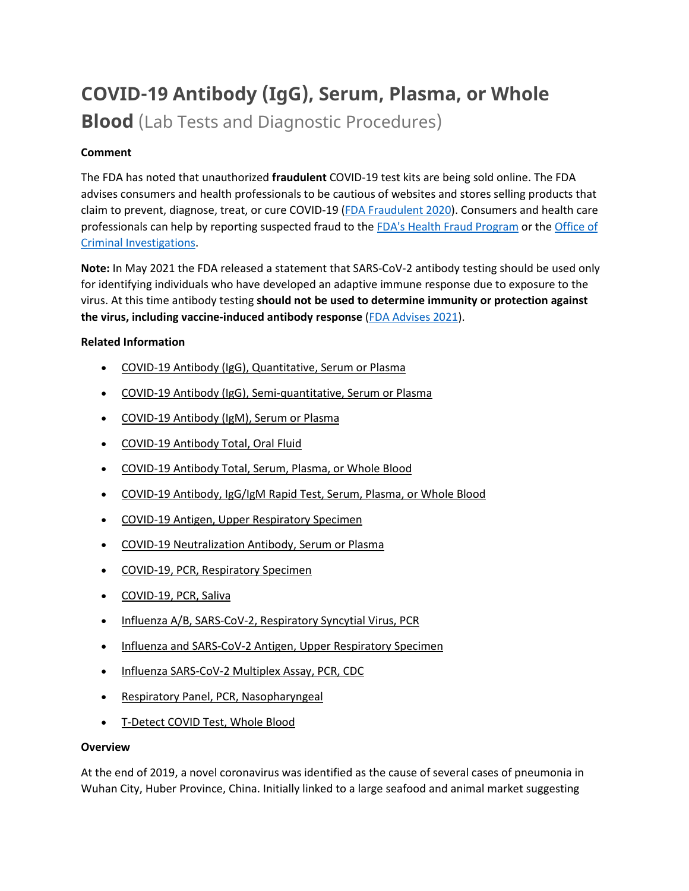# COVID-19 Antibody (IgG), Serum, Plasma, or Whole Blood (Lab Tests and Diagnostic Procedures)

**Comment**

The FDA has noted that unauthorized **fraudulent** COVID-19 test kits are being sold online. The FDA advises consumers and health professionals to be cautious of websites and stores selling products that claim to prevent, diagnose, treat, or cure COVID-19 (FDA Fraudulent 2020). Consumers and health care professionals can help by reporting suspected fraud to the FDA's Health Fraud Program or the Office of Criminal Investigations.

**Note:** In May 2021 the FDA released a statement that SARS-CoV-2 antibody testing should be used only for identifying individuals who have developed an adaptive immune response due to exposure to the virus. At this time antibody testing **should not be used to determine immunity or protection against the virus, including vaccine-induced antibody response** (FDA Advises 2021).

**Related Information**

- COVID-19 Antibody (IgG), Quantitative, Serum or Plasma
- COVID-19 Antibody (IgG), Semi-quantitative, Serum or Plasma
- COVID-19 Antibody (IgM), Serum or Plasma
- COVID-19 Antibody Total, Oral Fluid
- COVID-19 Antibody Total, Serum, Plasma, or Whole Blood
- COVID-19 Antibody, IgG/IgM Rapid Test, Serum, Plasma, or Whole Blood
- COVID-19 Antigen, Upper Respiratory Specimen
- COVID-19 Neutralization Antibody, Serum or Plasma
- COVID-19, PCR, Respiratory Specimen
- COVID-19, PCR, Saliva
- Influenza A/B, SARS-CoV-2, Respiratory Syncytial Virus, PCR
- Influenza and SARS-CoV-2 Antigen, Upper Respiratory Specimen
- Influenza SARS-CoV-2 Multiplex Assay, PCR, CDC
- Respiratory Panel, PCR, Nasopharyngeal
- T-Detect COVID Test, Whole Blood

**Overview**

At the end of 2019, a novel coronavirus was identified as the cause of several cases of pneumonia in Wuhan City, Huber Province, China. Initially linked to a large seafood and animal market suggesting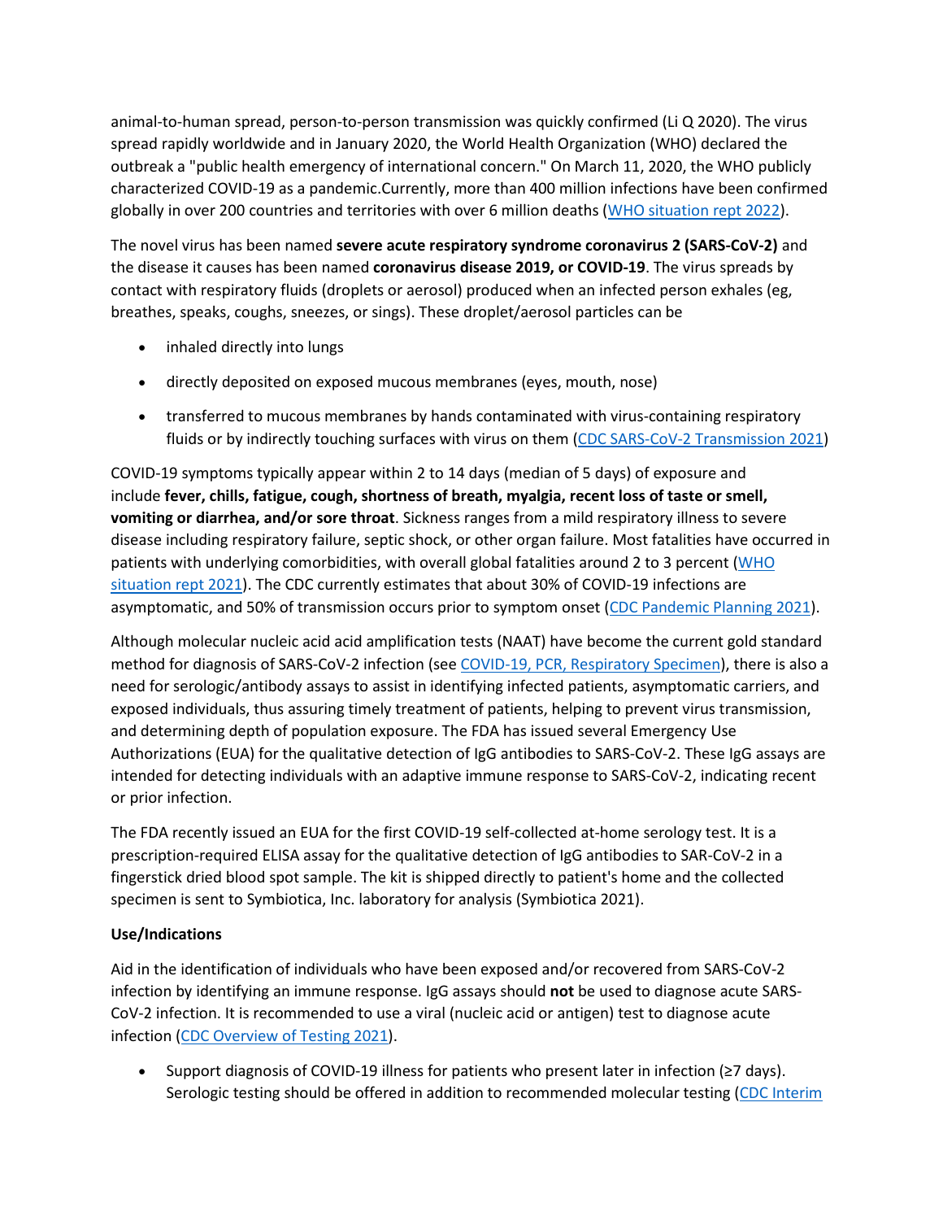animal-to-human spread, person-to-person transmission was quickly confirmed (Li Q 2020). The virus spread rapidly worldwide and in January 2020, the World Health Organization (WHO) declared the outbreak a "public health emergency of international concern." On March 11, 2020, the WHO publicly characterized COVID-19 as a pandemic.Currently, more than 400 million infections have been confirmed globally in over 200 countries and territories with over 6 million deaths (WHO situation rept 2022).

The novel virus has been named **severe acute respiratory syndrome coronavirus 2 (SARS-CoV-2)** and the disease it causes has been named **coronavirus disease 2019, or COVID-19**. The virus spreads by contact with respiratory fluids (droplets or aerosol) produced when an infected person exhales (eg, breathes, speaks, coughs, sneezes, or sings). These droplet/aerosol particles can be

- inhaled directly into lungs
- directly deposited on exposed mucous membranes (eyes, mouth, nose)
- transferred to mucous membranes by hands contaminated with virus-containing respiratory fluids or by indirectly touching surfaces with virus on them (CDC SARS-CoV-2 Transmission 2021)

COVID-19 symptoms typically appear within 2 to 14 days (median of 5 days) of exposure and include **fever, chills, fatigue, cough, shortness of breath, myalgia, recent loss of taste or smell, vomiting or diarrhea, and/or sore throat**. Sickness ranges from a mild respiratory illness to severe disease including respiratory failure, septic shock, or other organ failure. Most fatalities have occurred in patients with underlying comorbidities, with overall global fatalities around 2 to 3 percent (WHO situation rept 2021). The CDC currently estimates that about 30% of COVID-19 infections are asymptomatic, and 50% of transmission occurs prior to symptom onset (CDC Pandemic Planning 2021).

Although molecular nucleic acid acid amplification tests (NAAT) have become the current gold standard method for diagnosis of SARS-CoV-2 infection (see COVID-19, PCR, Respiratory Specimen), there is also a need for serologic/antibody assays to assist in identifying infected patients, asymptomatic carriers, and exposed individuals, thus assuring timely treatment of patients, helping to prevent virus transmission, and determining depth of population exposure. The FDA has issued several Emergency Use Authorizations (EUA) for the qualitative detection of IgG antibodies to SARS-CoV-2. These IgG assays are intended for detecting individuals with an adaptive immune response to SARS-CoV-2, indicating recent or prior infection.

The FDA recently issued an EUA for the first COVID-19 self-collected at-home serology test. It is a prescription-required ELISA assay for the qualitative detection of IgG antibodies to SAR-CoV-2 in a fingerstick dried blood spot sample. The kit is shipped directly to patient's home and the collected specimen is sent to Symbiotica, Inc. laboratory for analysis (Symbiotica 2021).

**Use/Indications**

Aid in the identification of individuals who have been exposed and/or recovered from SARS-CoV-2 infection by identifying an immune response. IgG assays should **not** be used to diagnose acute SARS-CoV-2 infection. It is recommended to use a viral (nucleic acid or antigen) test to diagnose acute infection (CDC Overview of Testing 2021).

- Support diagnosis of COVID-19 illness for patients who present later in infection (≥7 days). Serologic testing should be offered in addition to recommended molecular testing (CDC Interim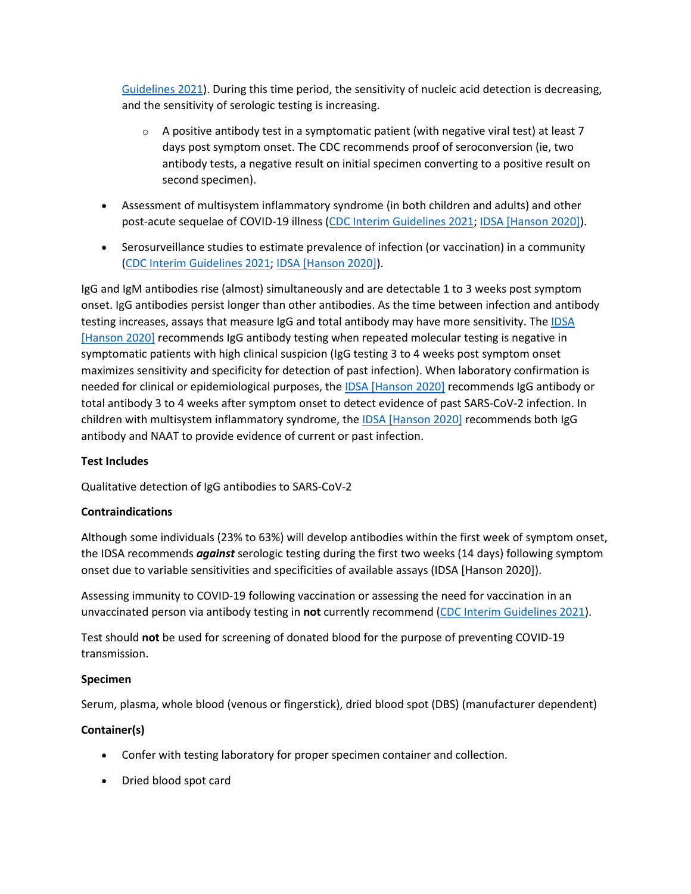Guidelines 2021). During this time period, the sensitivity of nucleic acid detection is decreasing, and the sensitivity of serologic testing is increasing.

  - A positive antibody test in a symptomatic patient (with negative viral test) at least 7 days post symptom onset. The CDC recommends proof of seroconversion (ie, two antibody tests, a negative result on initial specimen converting to a positive result on second specimen).

- Assessment of multisystem inflammatory syndrome (in both children and adults) and other post-acute sequelae of COVID-19 illness (CDC Interim Guidelines 2021; IDSA [Hanson 2020]).

- Serosurveillance studies to estimate prevalence of infection (or vaccination) in a community (CDC Interim Guidelines 2021; IDSA [Hanson 2020]).

IgG and IgM antibodies rise (almost) simultaneously and are detectable 1 to 3 weeks post symptom onset. IgG antibodies persist longer than other antibodies. As the time between infection and antibody testing increases, assays that measure IgG and total antibody may have more sensitivity. The IDSA [Hanson 2020] recommends IgG antibody testing when repeated molecular testing is negative in symptomatic patients with high clinical suspicion (IgG testing 3 to 4 weeks post symptom onset maximizes sensitivity and specificity for detection of past infection). When laboratory confirmation is needed for clinical or epidemiological purposes, the IDSA [Hanson 2020] recommends IgG antibody or total antibody 3 to 4 weeks after symptom onset to detect evidence of past SARS-CoV-2 infection. In children with multisystem inflammatory syndrome, the IDSA [Hanson 2020] recommends both IgG antibody and NAAT to provide evidence of current or past infection.

**Test Includes**

Qualitative detection of IgG antibodies to SARS-CoV-2

**Contraindications**

Although some individuals (23% to 63%) will develop antibodies within the first week of symptom onset, the IDSA recommends ***against*** serologic testing during the first two weeks (14 days) following symptom onset due to variable sensitivities and specificities of available assays (IDSA [Hanson 2020]).

Assessing immunity to COVID-19 following vaccination or assessing the need for vaccination in an unvaccinated person via antibody testing in **not** currently recommend (CDC Interim Guidelines 2021).

Test should **not** be used for screening of donated blood for the purpose of preventing COVID-19 transmission.

**Specimen**

Serum, plasma, whole blood (venous or fingerstick), dried blood spot (DBS) (manufacturer dependent)

**Container(s)**

- Confer with testing laboratory for proper specimen container and collection.
- Dried blood spot card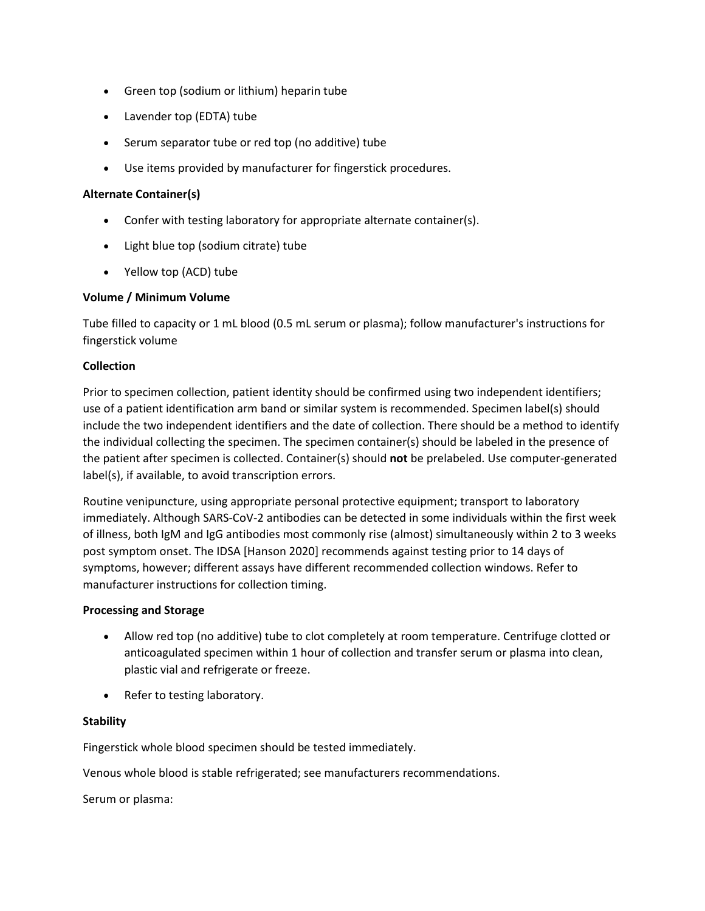- Green top (sodium or lithium) heparin tube
- Lavender top (EDTA) tube
- Serum separator tube or red top (no additive) tube
- Use items provided by manufacturer for fingerstick procedures.

**Alternate Container(s)**

- Confer with testing laboratory for appropriate alternate container(s).
- Light blue top (sodium citrate) tube
- Yellow top (ACD) tube

**Volume / Minimum Volume**

Tube filled to capacity or 1 mL blood (0.5 mL serum or plasma); follow manufacturer's instructions for fingerstick volume

**Collection**

Prior to specimen collection, patient identity should be confirmed using two independent identifiers; use of a patient identification arm band or similar system is recommended. Specimen label(s) should include the two independent identifiers and the date of collection. There should be a method to identify the individual collecting the specimen. The specimen container(s) should be labeled in the presence of the patient after specimen is collected. Container(s) should **not** be prelabeled. Use computer-generated label(s), if available, to avoid transcription errors.

Routine venipuncture, using appropriate personal protective equipment; transport to laboratory immediately. Although SARS-CoV-2 antibodies can be detected in some individuals within the first week of illness, both IgM and IgG antibodies most commonly rise (almost) simultaneously within 2 to 3 weeks post symptom onset. The IDSA [Hanson 2020] recommends against testing prior to 14 days of symptoms, however; different assays have different recommended collection windows. Refer to manufacturer instructions for collection timing.

**Processing and Storage**

- Allow red top (no additive) tube to clot completely at room temperature. Centrifuge clotted or anticoagulated specimen within 1 hour of collection and transfer serum or plasma into clean, plastic vial and refrigerate or freeze.
- Refer to testing laboratory.

**Stability**

Fingerstick whole blood specimen should be tested immediately.

Venous whole blood is stable refrigerated; see manufacturers recommendations.

Serum or plasma: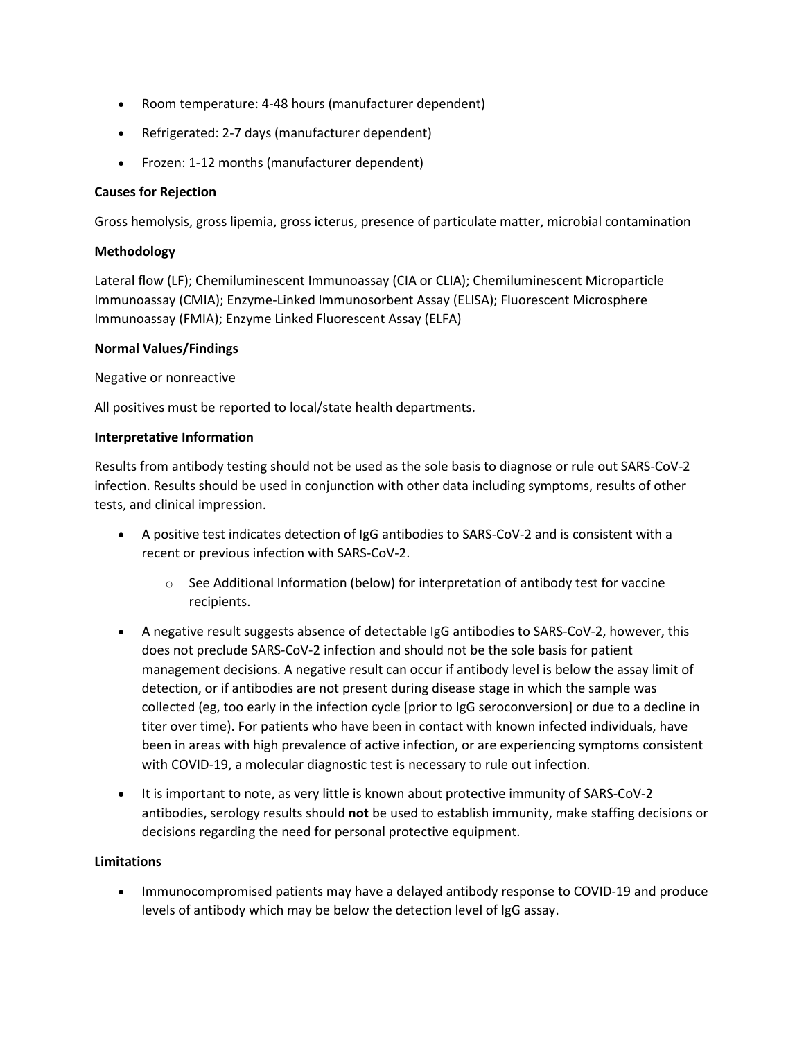- Room temperature: 4-48 hours (manufacturer dependent)
- Refrigerated: 2-7 days (manufacturer dependent)
- Frozen: 1-12 months (manufacturer dependent)

**Causes for Rejection**

Gross hemolysis, gross lipemia, gross icterus, presence of particulate matter, microbial contamination

**Methodology**

Lateral flow (LF); Chemiluminescent Immunoassay (CIA or CLIA); Chemiluminescent Microparticle Immunoassay (CMIA); Enzyme-Linked Immunosorbent Assay (ELISA); Fluorescent Microsphere Immunoassay (FMIA); Enzyme Linked Fluorescent Assay (ELFA)

**Normal Values/Findings**

Negative or nonreactive

All positives must be reported to local/state health departments.

**Interpretative Information**

Results from antibody testing should not be used as the sole basis to diagnose or rule out SARS-CoV-2 infection. Results should be used in conjunction with other data including symptoms, results of other tests, and clinical impression.

- A positive test indicates detection of IgG antibodies to SARS-CoV-2 and is consistent with a recent or previous infection with SARS-CoV-2.
  - See Additional Information (below) for interpretation of antibody test for vaccine recipients.
- A negative result suggests absence of detectable IgG antibodies to SARS-CoV-2, however, this does not preclude SARS-CoV-2 infection and should not be the sole basis for patient management decisions. A negative result can occur if antibody level is below the assay limit of detection, or if antibodies are not present during disease stage in which the sample was collected (eg, too early in the infection cycle [prior to IgG seroconversion] or due to a decline in titer over time). For patients who have been in contact with known infected individuals, have been in areas with high prevalence of active infection, or are experiencing symptoms consistent with COVID-19, a molecular diagnostic test is necessary to rule out infection.
- It is important to note, as very little is known about protective immunity of SARS-CoV-2 antibodies, serology results should **not** be used to establish immunity, make staffing decisions or decisions regarding the need for personal protective equipment.

**Limitations**

- Immunocompromised patients may have a delayed antibody response to COVID-19 and produce levels of antibody which may be below the detection level of IgG assay.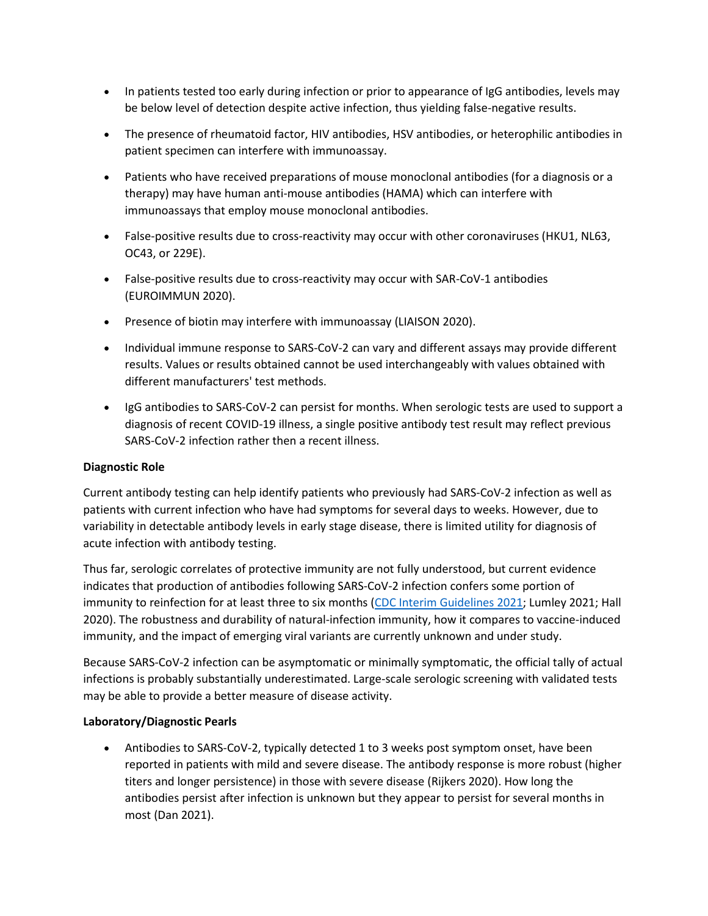- In patients tested too early during infection or prior to appearance of IgG antibodies, levels may be below level of detection despite active infection, thus yielding false-negative results.
- The presence of rheumatoid factor, HIV antibodies, HSV antibodies, or heterophilic antibodies in patient specimen can interfere with immunoassay.
- Patients who have received preparations of mouse monoclonal antibodies (for a diagnosis or a therapy) may have human anti-mouse antibodies (HAMA) which can interfere with immunoassays that employ mouse monoclonal antibodies.
- False-positive results due to cross-reactivity may occur with other coronaviruses (HKU1, NL63, OC43, or 229E).
- False-positive results due to cross-reactivity may occur with SAR-CoV-1 antibodies (EUROIMMUN 2020).
- Presence of biotin may interfere with immunoassay (LIAISON 2020).
- Individual immune response to SARS-CoV-2 can vary and different assays may provide different results. Values or results obtained cannot be used interchangeably with values obtained with different manufacturers' test methods.
- IgG antibodies to SARS-CoV-2 can persist for months. When serologic tests are used to support a diagnosis of recent COVID-19 illness, a single positive antibody test result may reflect previous SARS-CoV-2 infection rather then a recent illness.

**Diagnostic Role**

Current antibody testing can help identify patients who previously had SARS-CoV-2 infection as well as patients with current infection who have had symptoms for several days to weeks. However, due to variability in detectable antibody levels in early stage disease, there is limited utility for diagnosis of acute infection with antibody testing.

Thus far, serologic correlates of protective immunity are not fully understood, but current evidence indicates that production of antibodies following SARS-CoV-2 infection confers some portion of immunity to reinfection for at least three to six months (CDC Interim Guidelines 2021; Lumley 2021; Hall 2020). The robustness and durability of natural-infection immunity, how it compares to vaccine-induced immunity, and the impact of emerging viral variants are currently unknown and under study.

Because SARS-CoV-2 infection can be asymptomatic or minimally symptomatic, the official tally of actual infections is probably substantially underestimated. Large-scale serologic screening with validated tests may be able to provide a better measure of disease activity.

**Laboratory/Diagnostic Pearls**

- Antibodies to SARS-CoV-2, typically detected 1 to 3 weeks post symptom onset, have been reported in patients with mild and severe disease. The antibody response is more robust (higher titers and longer persistence) in those with severe disease (Rijkers 2020). How long the antibodies persist after infection is unknown but they appear to persist for several months in most (Dan 2021).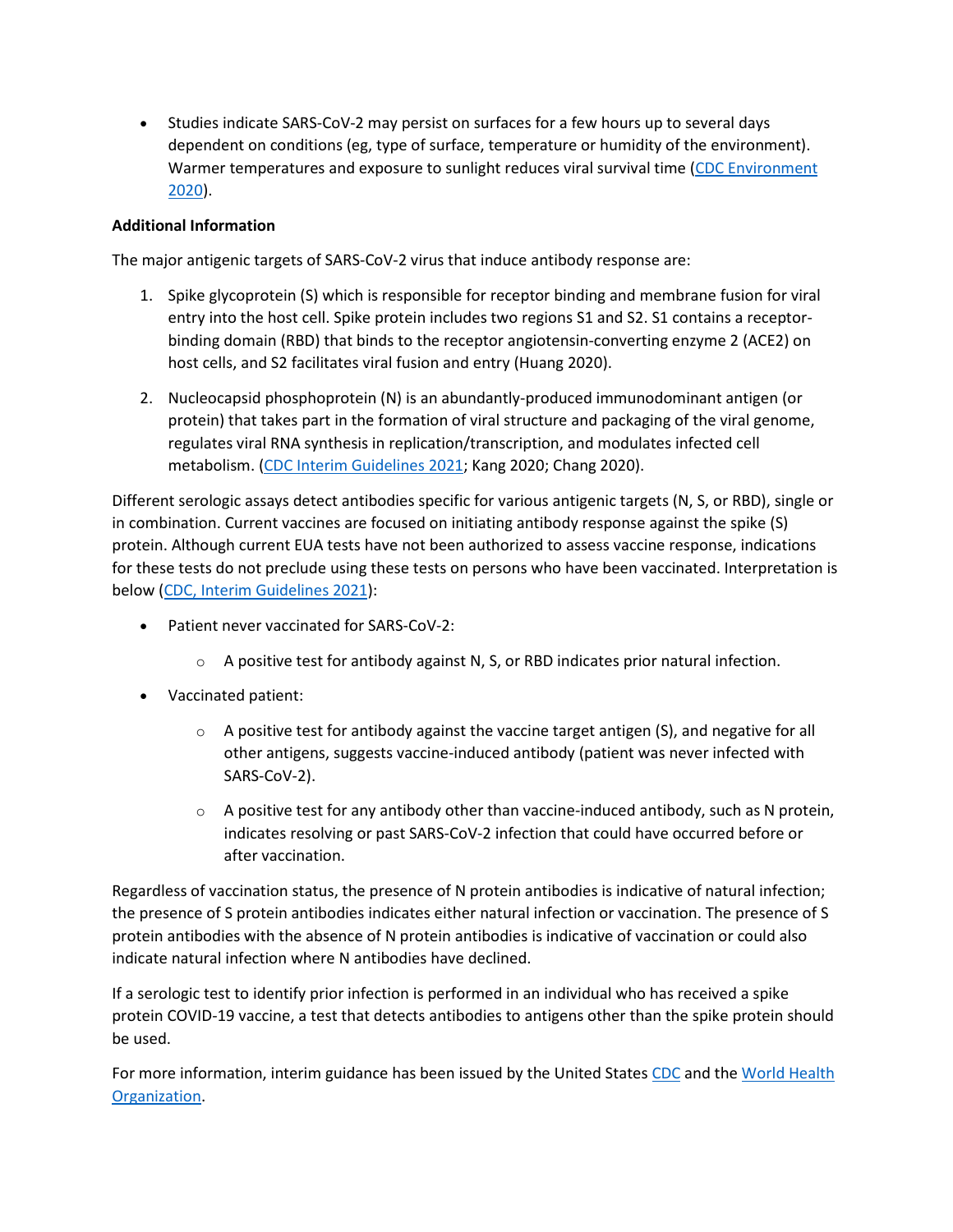- Studies indicate SARS-CoV-2 may persist on surfaces for a few hours up to several days dependent on conditions (eg, type of surface, temperature or humidity of the environment). Warmer temperatures and exposure to sunlight reduces viral survival time (CDC Environment 2020).

**Additional Information**

The major antigenic targets of SARS-CoV-2 virus that induce antibody response are:

1. Spike glycoprotein (S) which is responsible for receptor binding and membrane fusion for viral entry into the host cell. Spike protein includes two regions S1 and S2. S1 contains a receptor-binding domain (RBD) that binds to the receptor angiotensin-converting enzyme 2 (ACE2) on host cells, and S2 facilitates viral fusion and entry (Huang 2020).

2. Nucleocapsid phosphoprotein (N) is an abundantly-produced immunodominant antigen (or protein) that takes part in the formation of viral structure and packaging of the viral genome, regulates viral RNA synthesis in replication/transcription, and modulates infected cell metabolism. (CDC Interim Guidelines 2021; Kang 2020; Chang 2020).

Different serologic assays detect antibodies specific for various antigenic targets (N, S, or RBD), single or in combination. Current vaccines are focused on initiating antibody response against the spike (S) protein. Although current EUA tests have not been authorized to assess vaccine response, indications for these tests do not preclude using these tests on persons who have been vaccinated. Interpretation is below (CDC, Interim Guidelines 2021):

- Patient never vaccinated for SARS-CoV-2:
  - A positive test for antibody against N, S, or RBD indicates prior natural infection.
- Vaccinated patient:
  - A positive test for antibody against the vaccine target antigen (S), and negative for all other antigens, suggests vaccine-induced antibody (patient was never infected with SARS-CoV-2).
  - A positive test for any antibody other than vaccine-induced antibody, such as N protein, indicates resolving or past SARS-CoV-2 infection that could have occurred before or after vaccination.

Regardless of vaccination status, the presence of N protein antibodies is indicative of natural infection; the presence of S protein antibodies indicates either natural infection or vaccination. The presence of S protein antibodies with the absence of N protein antibodies is indicative of vaccination or could also indicate natural infection where N antibodies have declined.

If a serologic test to identify prior infection is performed in an individual who has received a spike protein COVID-19 vaccine, a test that detects antibodies to antigens other than the spike protein should be used.

For more information, interim guidance has been issued by the United States CDC and the World Health Organization.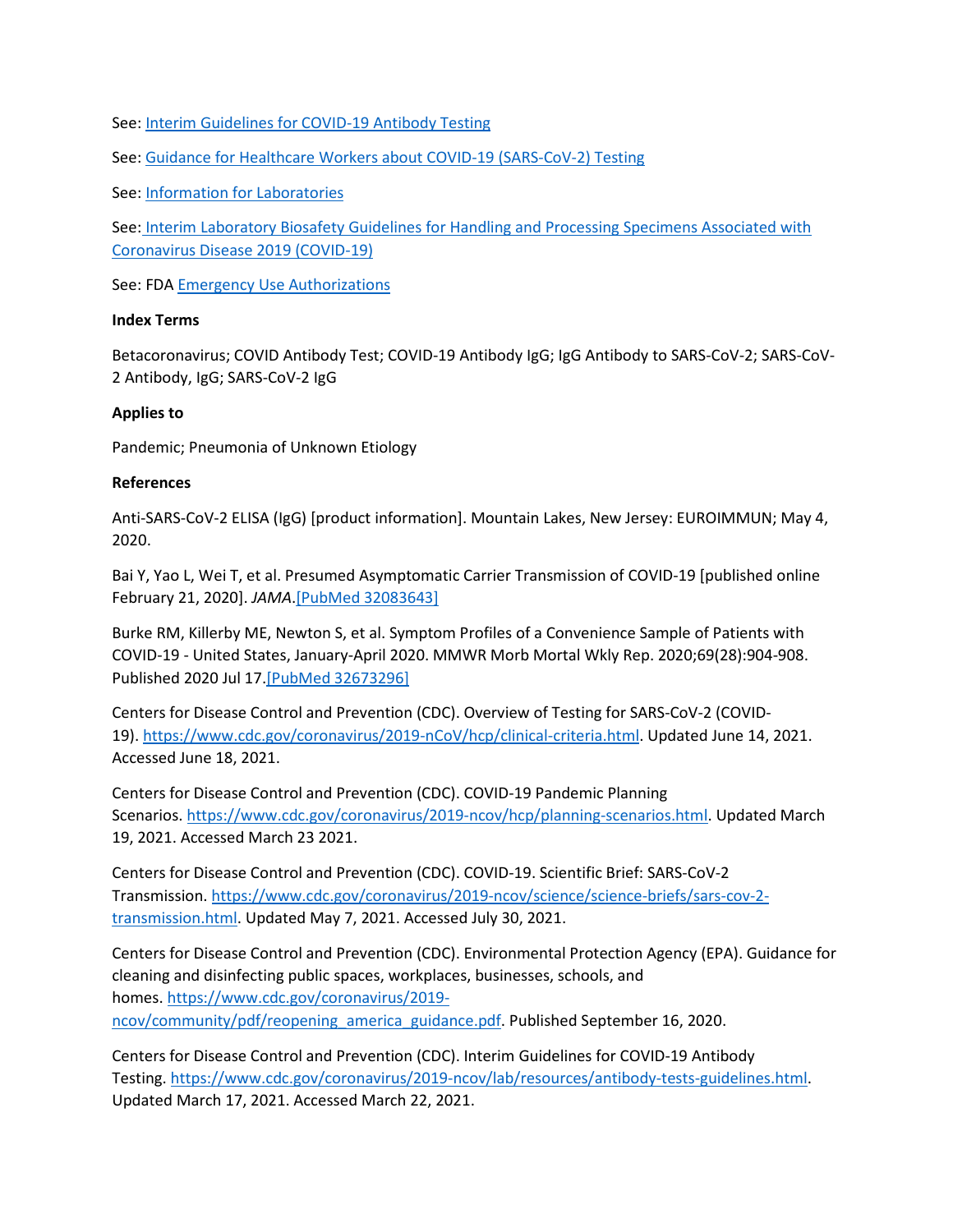See: [Interim Guidelines for COVID-19 Antibody Testing]

See: [Guidance for Healthcare Workers about COVID-19 (SARS-CoV-2) Testing]

See: [Information for Laboratories]

See: [Interim Laboratory Biosafety Guidelines for Handling and Processing Specimens Associated with Coronavirus Disease 2019 (COVID-19)]

See: FDA [Emergency Use Authorizations]

**Index Terms**

Betacoronavirus; COVID Antibody Test; COVID-19 Antibody IgG; IgG Antibody to SARS-CoV-2; SARS-CoV-2 Antibody, IgG; SARS-CoV-2 IgG

**Applies to**

Pandemic; Pneumonia of Unknown Etiology

**References**

Anti-SARS-CoV-2 ELISA (IgG) [product information]. Mountain Lakes, New Jersey: EUROIMMUN; May 4, 2020.

Bai Y, Yao L, Wei T, et al. Presumed Asymptomatic Carrier Transmission of COVID-19 [published online February 21, 2020]. *JAMA*.[PubMed 32083643]

Burke RM, Killerby ME, Newton S, et al. Symptom Profiles of a Convenience Sample of Patients with COVID-19 - United States, January-April 2020. MMWR Morb Mortal Wkly Rep. 2020;69(28):904-908. Published 2020 Jul 17.[PubMed 32673296]

Centers for Disease Control and Prevention (CDC). Overview of Testing for SARS-CoV-2 (COVID-19). https://www.cdc.gov/coronavirus/2019-nCoV/hcp/clinical-criteria.html. Updated June 14, 2021. Accessed June 18, 2021.

Centers for Disease Control and Prevention (CDC). COVID-19 Pandemic Planning Scenarios. https://www.cdc.gov/coronavirus/2019-ncov/hcp/planning-scenarios.html. Updated March 19, 2021. Accessed March 23 2021.

Centers for Disease Control and Prevention (CDC). COVID-19. Scientific Brief: SARS-CoV-2 Transmission. https://www.cdc.gov/coronavirus/2019-ncov/science/science-briefs/sars-cov-2-transmission.html. Updated May 7, 2021. Accessed July 30, 2021.

Centers for Disease Control and Prevention (CDC). Environmental Protection Agency (EPA). Guidance for cleaning and disinfecting public spaces, workplaces, businesses, schools, and homes. https://www.cdc.gov/coronavirus/2019-ncov/community/pdf/reopening_america_guidance.pdf. Published September 16, 2020.

Centers for Disease Control and Prevention (CDC). Interim Guidelines for COVID-19 Antibody Testing. https://www.cdc.gov/coronavirus/2019-ncov/lab/resources/antibody-tests-guidelines.html. Updated March 17, 2021. Accessed March 22, 2021.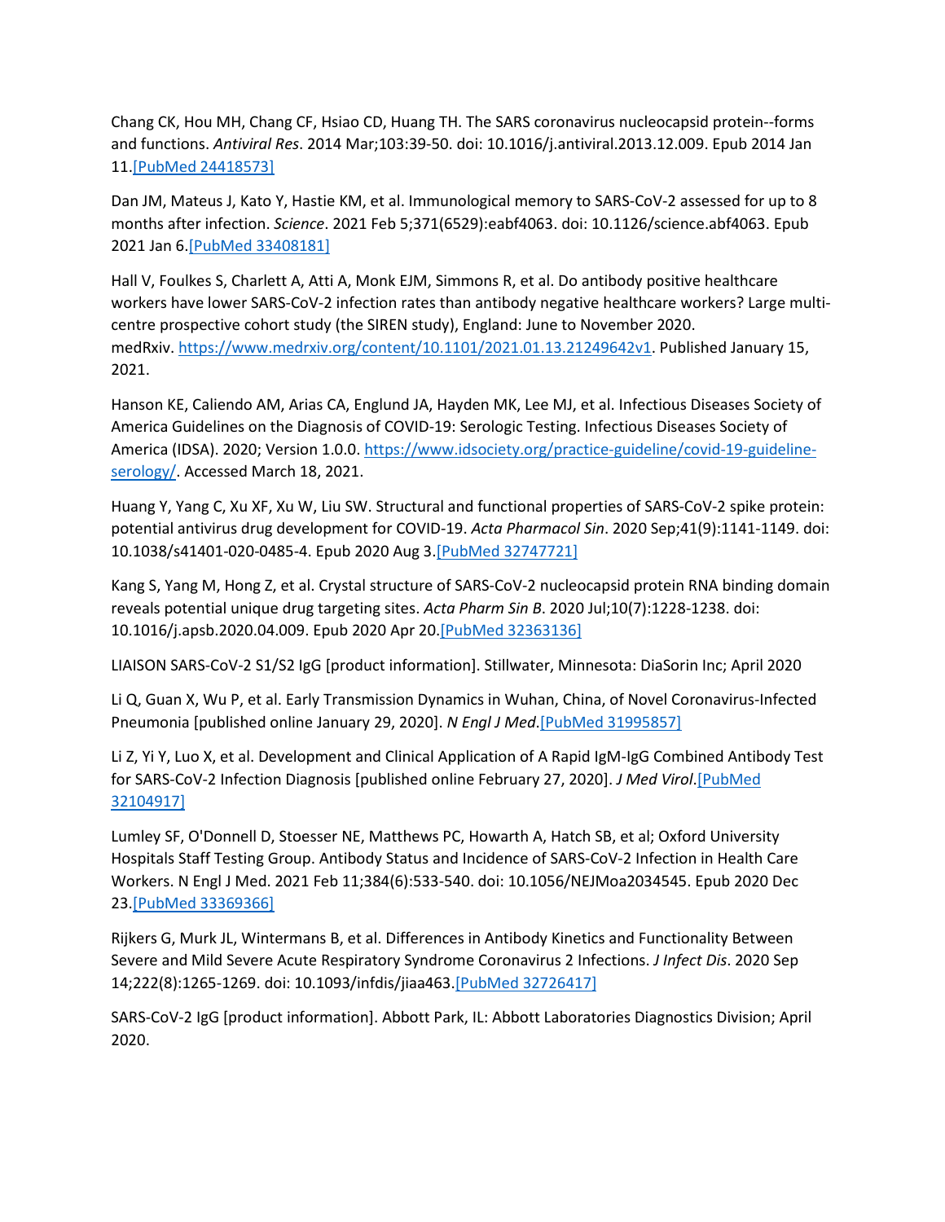Chang CK, Hou MH, Chang CF, Hsiao CD, Huang TH. The SARS coronavirus nucleocapsid protein--forms and functions. *Antiviral Res*. 2014 Mar;103:39-50. doi: 10.1016/j.antiviral.2013.12.009. Epub 2014 Jan 11.[PubMed 24418573]

Dan JM, Mateus J, Kato Y, Hastie KM, et al. Immunological memory to SARS-CoV-2 assessed for up to 8 months after infection. *Science*. 2021 Feb 5;371(6529):eabf4063. doi: 10.1126/science.abf4063. Epub 2021 Jan 6.[PubMed 33408181]

Hall V, Foulkes S, Charlett A, Atti A, Monk EJM, Simmons R, et al. Do antibody positive healthcare workers have lower SARS-CoV-2 infection rates than antibody negative healthcare workers? Large multi-centre prospective cohort study (the SIREN study), England: June to November 2020. medRxiv. https://www.medrxiv.org/content/10.1101/2021.01.13.21249642v1. Published January 15, 2021.

Hanson KE, Caliendo AM, Arias CA, Englund JA, Hayden MK, Lee MJ, et al. Infectious Diseases Society of America Guidelines on the Diagnosis of COVID-19: Serologic Testing. Infectious Diseases Society of America (IDSA). 2020; Version 1.0.0. https://www.idsociety.org/practice-guideline/covid-19-guideline-serology/. Accessed March 18, 2021.

Huang Y, Yang C, Xu XF, Xu W, Liu SW. Structural and functional properties of SARS-CoV-2 spike protein: potential antivirus drug development for COVID-19. *Acta Pharmacol Sin*. 2020 Sep;41(9):1141-1149. doi: 10.1038/s41401-020-0485-4. Epub 2020 Aug 3.[PubMed 32747721]

Kang S, Yang M, Hong Z, et al. Crystal structure of SARS-CoV-2 nucleocapsid protein RNA binding domain reveals potential unique drug targeting sites. *Acta Pharm Sin B*. 2020 Jul;10(7):1228-1238. doi: 10.1016/j.apsb.2020.04.009. Epub 2020 Apr 20.[PubMed 32363136]

LIAISON SARS-CoV-2 S1/S2 IgG [product information]. Stillwater, Minnesota: DiaSorin Inc; April 2020

Li Q, Guan X, Wu P, et al. Early Transmission Dynamics in Wuhan, China, of Novel Coronavirus-Infected Pneumonia [published online January 29, 2020]. *N Engl J Med*.[PubMed 31995857]

Li Z, Yi Y, Luo X, et al. Development and Clinical Application of A Rapid IgM-IgG Combined Antibody Test for SARS-CoV-2 Infection Diagnosis [published online February 27, 2020]. *J Med Virol*.[PubMed 32104917]

Lumley SF, O'Donnell D, Stoesser NE, Matthews PC, Howarth A, Hatch SB, et al; Oxford University Hospitals Staff Testing Group. Antibody Status and Incidence of SARS-CoV-2 Infection in Health Care Workers. N Engl J Med. 2021 Feb 11;384(6):533-540. doi: 10.1056/NEJMoa2034545. Epub 2020 Dec 23.[PubMed 33369366]

Rijkers G, Murk JL, Wintermans B, et al. Differences in Antibody Kinetics and Functionality Between Severe and Mild Severe Acute Respiratory Syndrome Coronavirus 2 Infections. *J Infect Dis*. 2020 Sep 14;222(8):1265-1269. doi: 10.1093/infdis/jiaa463.[PubMed 32726417]

SARS-CoV-2 IgG [product information]. Abbott Park, IL: Abbott Laboratories Diagnostics Division; April 2020.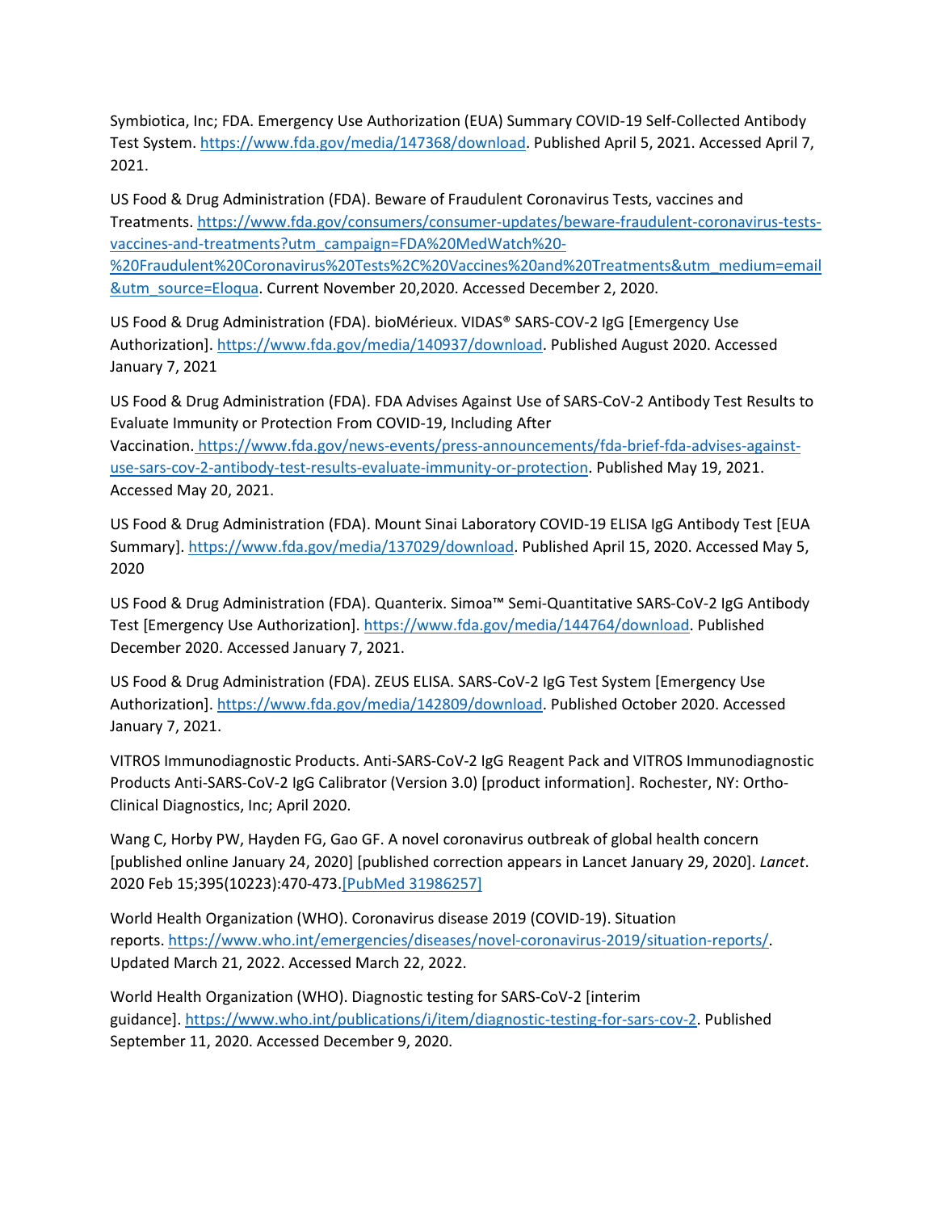Symbiotica, Inc; FDA. Emergency Use Authorization (EUA) Summary COVID-19 Self-Collected Antibody Test System. https://www.fda.gov/media/147368/download. Published April 5, 2021. Accessed April 7, 2021.

US Food & Drug Administration (FDA). Beware of Fraudulent Coronavirus Tests, vaccines and Treatments. https://www.fda.gov/consumers/consumer-updates/beware-fraudulent-coronavirus-tests-vaccines-and-treatments?utm_campaign=FDA%20MedWatch%20-%20Fraudulent%20Coronavirus%20Tests%2C%20Vaccines%20and%20Treatments&utm_medium=email&utm_source=Eloqua. Current November 20,2020. Accessed December 2, 2020.

US Food & Drug Administration (FDA). bioMérieux. VIDAS® SARS-COV-2 IgG [Emergency Use Authorization]. https://www.fda.gov/media/140937/download. Published August 2020. Accessed January 7, 2021

US Food & Drug Administration (FDA). FDA Advises Against Use of SARS-CoV-2 Antibody Test Results to Evaluate Immunity or Protection From COVID-19, Including After Vaccination. https://www.fda.gov/news-events/press-announcements/fda-brief-fda-advises-against-use-sars-cov-2-antibody-test-results-evaluate-immunity-or-protection. Published May 19, 2021. Accessed May 20, 2021.

US Food & Drug Administration (FDA). Mount Sinai Laboratory COVID-19 ELISA IgG Antibody Test [EUA Summary]. https://www.fda.gov/media/137029/download. Published April 15, 2020. Accessed May 5, 2020

US Food & Drug Administration (FDA). Quanterix. Simoa™ Semi-Quantitative SARS-CoV-2 IgG Antibody Test [Emergency Use Authorization]. https://www.fda.gov/media/144764/download. Published December 2020. Accessed January 7, 2021.

US Food & Drug Administration (FDA). ZEUS ELISA. SARS-CoV-2 IgG Test System [Emergency Use Authorization]. https://www.fda.gov/media/142809/download. Published October 2020. Accessed January 7, 2021.

VITROS Immunodiagnostic Products. Anti-SARS-CoV-2 IgG Reagent Pack and VITROS Immunodiagnostic Products Anti-SARS-CoV-2 IgG Calibrator (Version 3.0) [product information]. Rochester, NY: Ortho-Clinical Diagnostics, Inc; April 2020.

Wang C, Horby PW, Hayden FG, Gao GF. A novel coronavirus outbreak of global health concern [published online January 24, 2020] [published correction appears in Lancet January 29, 2020]. *Lancet*. 2020 Feb 15;395(10223):470-473.[PubMed 31986257]

World Health Organization (WHO). Coronavirus disease 2019 (COVID-19). Situation reports. https://www.who.int/emergencies/diseases/novel-coronavirus-2019/situation-reports/. Updated March 21, 2022. Accessed March 22, 2022.

World Health Organization (WHO). Diagnostic testing for SARS-CoV-2 [interim guidance]. https://www.who.int/publications/i/item/diagnostic-testing-for-sars-cov-2. Published September 11, 2020. Accessed December 9, 2020.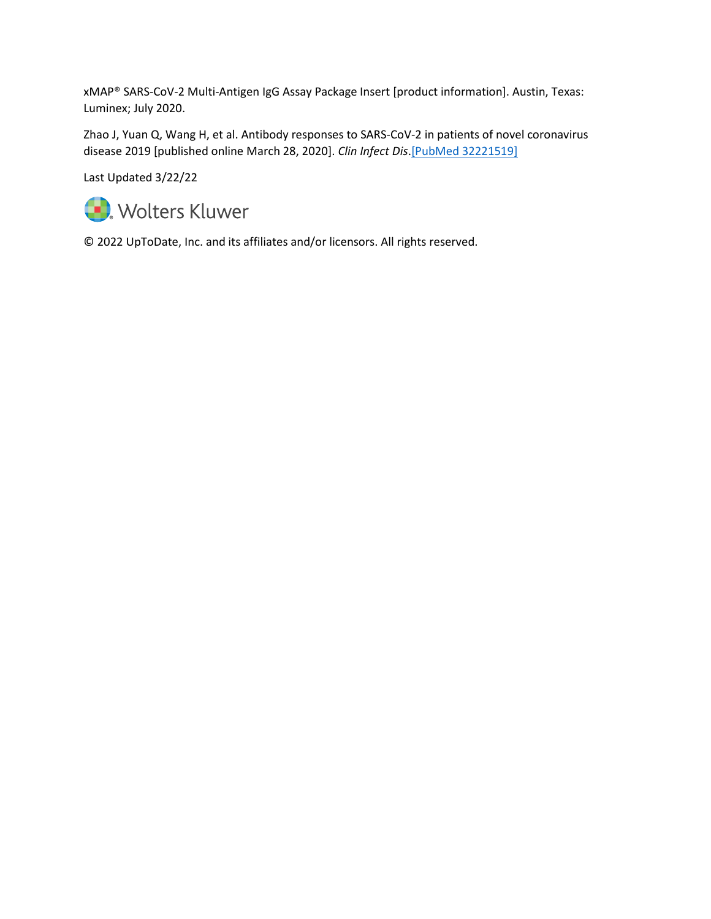xMAP® SARS-CoV-2 Multi-Antigen IgG Assay Package Insert [product information]. Austin, Texas: Luminex; July 2020.

Zhao J, Yuan Q, Wang H, et al. Antibody responses to SARS-CoV-2 in patients of novel coronavirus disease 2019 [published online March 28, 2020]. *Clin Infect Dis*.[PubMed 32221519]

Last Updated 3/22/22

Wolters Kluwer

© 2022 UpToDate, Inc. and its affiliates and/or licensors. All rights reserved.